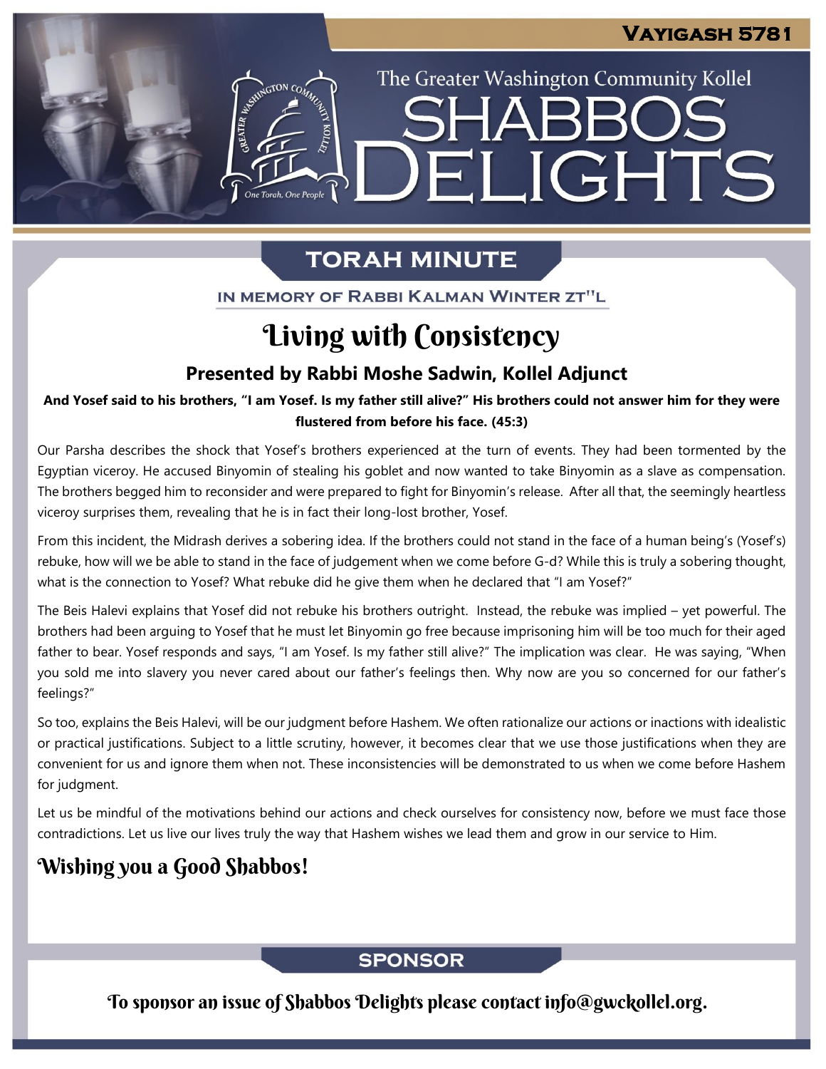Vayigash 5781

The Greater Washington Community Kollel

# Shabbos Delights

## Torah Minute

In Memory of Rabbi Kalman Winter zt"l

# Living with Consistency

### Presented by Rabbi Moshe Sadwin, Kollel Adjunct

**And Yosef said to his brothers, "I am Yosef. Is my father still alive?" His brothers could not answer him for they were flustered from before his face. (45:3)**

Our Parsha describes the shock that Yosef's brothers experienced at the turn of events. They had been tormented by the Egyptian viceroy. He accused Binyomin of stealing his goblet and now wanted to take Binyomin as a slave as compensation. The brothers begged him to reconsider and were prepared to fight for Binyomin's release. After all that, the seemingly heartless viceroy surprises them, revealing that he is in fact their long-lost brother, Yosef.

From this incident, the Midrash derives a sobering idea. If the brothers could not stand in the face of a human being's (Yosef's) rebuke, how will we be able to stand in the face of judgement when we come before G-d? While this is truly a sobering thought, what is the connection to Yosef? What rebuke did he give them when he declared that "I am Yosef?"

The Beis Halevi explains that Yosef did not rebuke his brothers outright. Instead, the rebuke was implied – yet powerful. The brothers had been arguing to Yosef that he must let Binyomin go free because imprisoning him will be too much for their aged father to bear. Yosef responds and says, "I am Yosef. Is my father still alive?" The implication was clear. He was saying, "When you sold me into slavery you never cared about our father's feelings then. Why now are you so concerned for our father's feelings?"

So too, explains the Beis Halevi, will be our judgment before Hashem. We often rationalize our actions or inactions with idealistic or practical justifications. Subject to a little scrutiny, however, it becomes clear that we use those justifications when they are convenient for us and ignore them when not. These inconsistencies will be demonstrated to us when we come before Hashem for judgment.

Let us be mindful of the motivations behind our actions and check ourselves for consistency now, before we must face those contradictions. Let us live our lives truly the way that Hashem wishes we lead them and grow in our service to Him.

## Wishing you a Good Shabbos!

## Sponsor

To sponsor an issue of Shabbos Delights please contact info@gwckollel.org.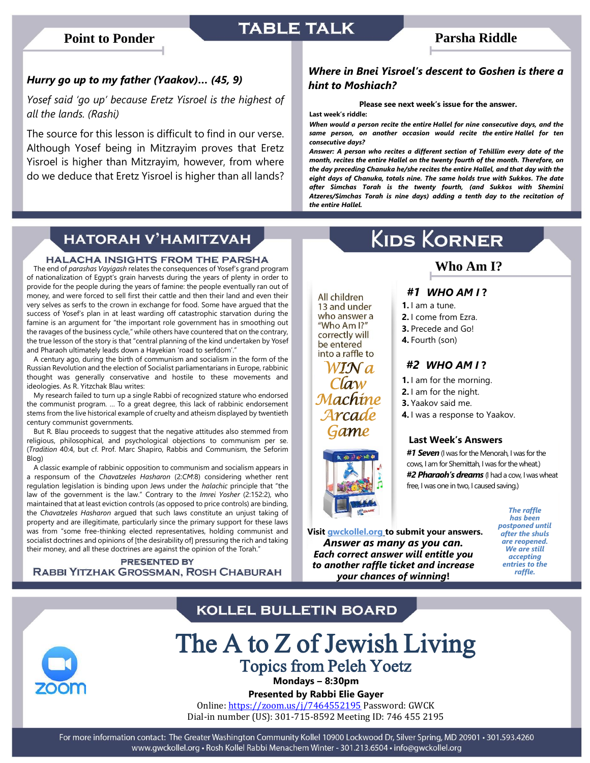# TABLE TALK

## Point to Ponder

***Hurry go up to my father (Yaakov)... (45, 9)***

*Yosef said 'go up' because Eretz Yisroel is the highest of all the lands. (Rashi)*

The source for this lesson is difficult to find in our verse. Although Yosef being in Mitzrayim proves that Eretz Yisroel is higher than Mitzrayim, however, from where do we deduce that Eretz Yisroel is higher than all lands?

## Parsha Riddle

***Where in Bnei Yisroel's descent to Goshen is there a hint to Moshiach?***

**Please see next week's issue for the answer.**

**Last week's riddle:**

***When would a person recite the entire Hallel for nine consecutive days, and the same person, on another occasion would recite the entire Hallel for ten consecutive days?***

***Answer: A person who recites a different section of Tehillim every date of the month, recites the entire Hallel on the twenty fourth of the month. Therefore, on the day preceding Chanuka he/she recites the entire Hallel, and that day with the eight days of Chanuka, totals nine. The same holds true with Sukkos. The date after Simchas Torah is the twenty fourth, (and Sukkos with Shemini Atzeres/Simchas Torah is nine days) adding a tenth day to the recitation of the entire Hallel.***

# HATORAH V'HAMITZVAH

## HALACHA INSIGHTS FROM THE PARSHA

The end of *parashas Vayigash* relates the consequences of Yosef's grand program of nationalization of Egypt's grain harvests during the years of plenty in order to provide for the people during the years of famine: the people eventually ran out of money, and were forced to sell first their cattle and then their land and even their very selves as serfs to the crown in exchange for food. Some have argued that the success of Yosef's plan in at least warding off catastrophic starvation during the famine is an argument for "the important role government has in smoothing out the ravages of the business cycle," while others have countered that on the contrary, the true lesson of the story is that "central planning of the kind undertaken by Yosef and Pharaoh ultimately leads down a Hayekian 'road to serfdom'."

A century ago, during the birth of communism and socialism in the form of the Russian Revolution and the election of Socialist parliamentarians in Europe, rabbinic thought was generally conservative and hostile to these movements and ideologies. As R. Yitzchak Blau writes:

My research failed to turn up a single Rabbi of recognized stature who endorsed the communist program. ... To a great degree, this lack of rabbinic endorsement stems from the live historical example of cruelty and atheism displayed by twentieth century communist governments.

But R. Blau proceeds to suggest that the negative attitudes also stemmed from religious, philosophical, and psychological objections to communism per se. (*Tradition* 40:4, but cf. Prof. Marc Shapiro, Rabbis and Communism, the Seforim Blog)

A classic example of rabbinic opposition to communism and socialism appears in a responsum of the *Chavatzeles Hasharon* (2:*CM*:8) considering whether rent regulation legislation is binding upon Jews under the *halachic* principle that "the law of the government is the law." Contrary to the *Imrei Yosher* (2:152:2), who maintained that at least eviction controls (as opposed to price controls) are binding, the *Chavatzeles Hasharon* argued that such laws constitute an unjust taking of property and are illegitimate, particularly since the primary support for these laws was from "some free-thinking elected representatives, holding communist and socialist doctrines and opinions of [the desirability of] pressuring the rich and taking their money, and all these doctrines are against the opinion of the Torah."

PRESENTED BY
RABBI YITZHAK GROSSMAN, ROSH CHABURAH

# KIDS KORNER

## Who Am I?

All children 13 and under who answer a "Who Am I?" correctly will be entered into a raffle to *WIN a Claw Machine Arcade Game*

### *#1 WHO AM I?*

1. I am a tune.
2. I come from Ezra.
3. Precede and Go!
4. Fourth (son)

### *#2 WHO AM I?*

1. I am for the morning.
2. I am for the night.
3. Yaakov said me.
4. I was a response to Yaakov.

### Last Week's Answers

***#1 Seven*** (I was for the Menorah, I was for the cows, I am for Shemittah, I was for the wheat.)

***#2 Pharaoh's dreams*** (I had a cow, I was wheat free, I was one in two, I caused saving.)

**Visit gwckollel.org to submit your answers.**

***Answer as many as you can. Each correct answer will entitle you to another raffle ticket and increase your chances of winning!***

*The raffle has been postponed until after the shuls are reopened. We are still accepting entries to the raffle.*

# KOLLEL BULLETIN BOARD

## The A to Z of Jewish Living

### Topics from Peleh Yoetz

**Mondays – 8:30pm**

**Presented by Rabbi Elie Gayer**

Online: https://zoom.us/j/7464552195 Password: GWCK

Dial-in number (US): 301-715-8592 Meeting ID: 746 455 2195

For more information contact: The Greater Washington Community Kollel 10900 Lockwood Dr, Silver Spring, MD 20901 • 301.593.4260
www.gwckollel.org • Rosh Kollel Rabbi Menachem Winter - 301.213.6504 • info@gwckollel.org